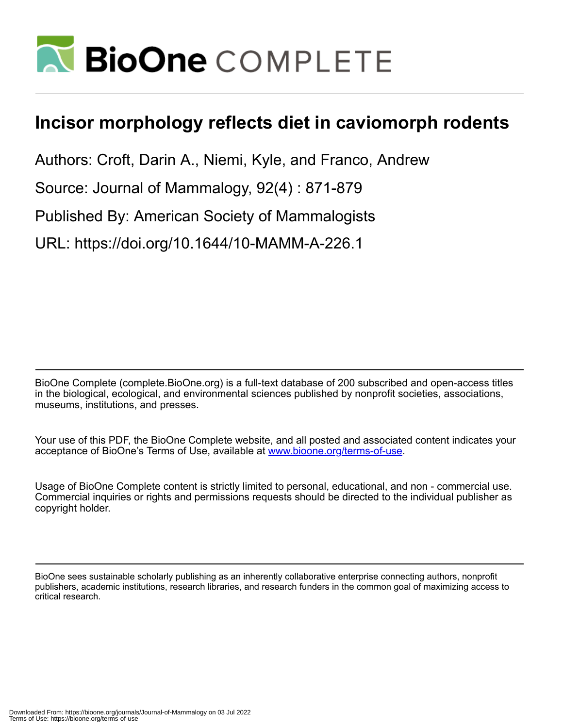# Incisor morphology reflects diet in caviomorph rodents

Authors: Croft, Darin A., Niemi, Kyle, and Franco, Andrew

Source: Journal of Mammalogy, 92(4) : 871-879

Published By: American Society of Mammalogists

URL: https://doi.org/10.1644/10-MAMM-A-226.1

BioOne Complete (complete.BioOne.org) is a full-text database of 200 subscribed and open-access titles in the biological, ecological, and environmental sciences published by nonprofit societies, associations, museums, institutions, and presses.

Your use of this PDF, the BioOne Complete website, and all posted and associated content indicates your acceptance of BioOne's Terms of Use, available at www.bioone.org/terms-of-use.

Usage of BioOne Complete content is strictly limited to personal, educational, and non - commercial use. Commercial inquiries or rights and permissions requests should be directed to the individual publisher as copyright holder.

BioOne sees sustainable scholarly publishing as an inherently collaborative enterprise connecting authors, nonprofit publishers, academic institutions, research libraries, and research funders in the common goal of maximizing access to critical research.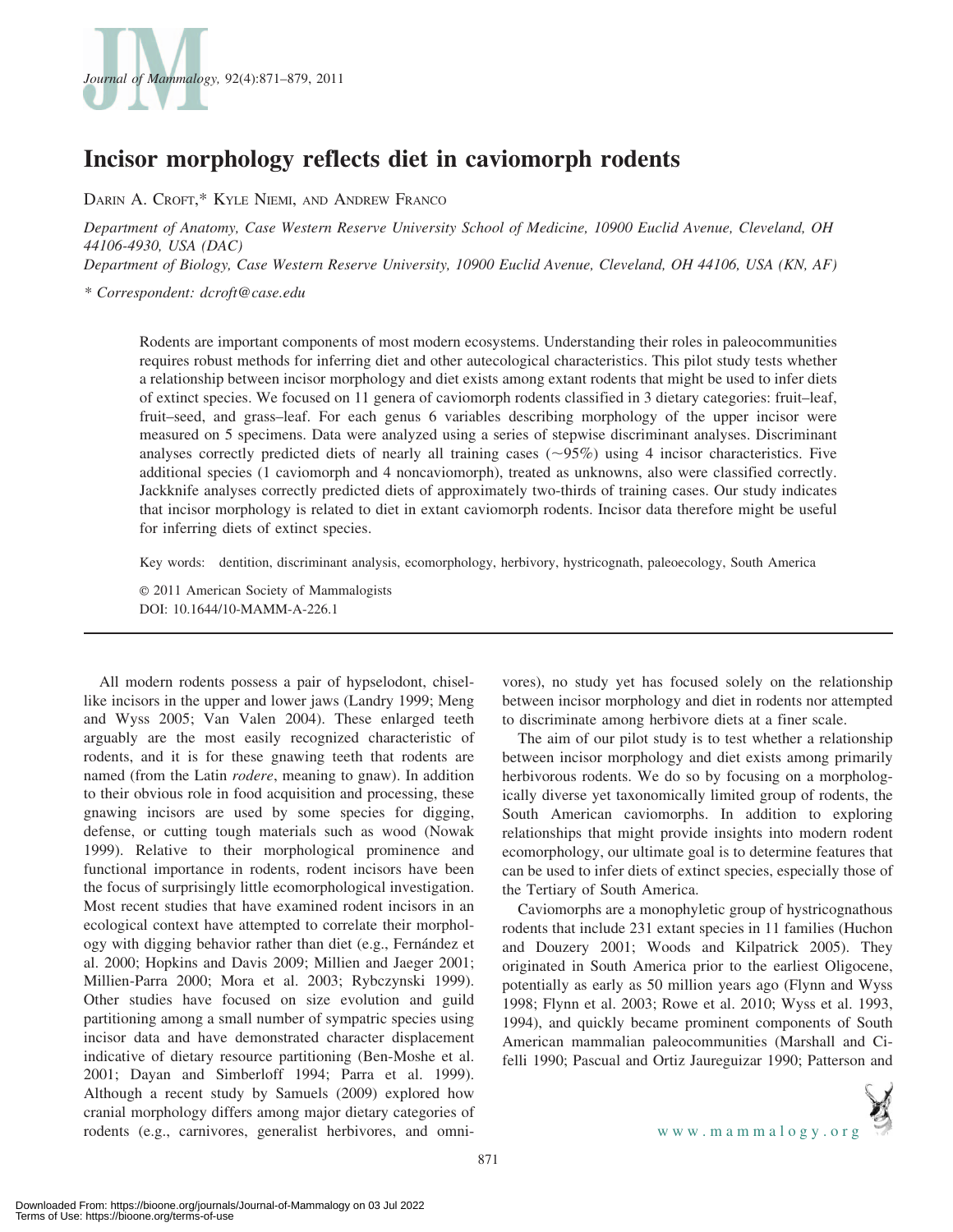# Incisor morphology reflects diet in caviomorph rodents

Darin A. Croft,* Kyle Niemi, and Andrew Franco

*Department of Anatomy, Case Western Reserve University School of Medicine, 10900 Euclid Avenue, Cleveland, OH 44106-4930, USA (DAC)*

*Department of Biology, Case Western Reserve University, 10900 Euclid Avenue, Cleveland, OH 44106, USA (KN, AF)*

*\* Correspondent: dcroft@case.edu*

Rodents are important components of most modern ecosystems. Understanding their roles in paleocommunities requires robust methods for inferring diet and other autecological characteristics. This pilot study tests whether a relationship between incisor morphology and diet exists among extant rodents that might be used to infer diets of extinct species. We focused on 11 genera of caviomorph rodents classified in 3 dietary categories: fruit–leaf, fruit–seed, and grass–leaf. For each genus 6 variables describing morphology of the upper incisor were measured on 5 specimens. Data were analyzed using a series of stepwise discriminant analyses. Discriminant analyses correctly predicted diets of nearly all training cases (~95%) using 4 incisor characteristics. Five additional species (1 caviomorph and 4 noncaviomorph), treated as unknowns, also were classified correctly. Jackknife analyses correctly predicted diets of approximately two-thirds of training cases. Our study indicates that incisor morphology is related to diet in extant caviomorph rodents. Incisor data therefore might be useful for inferring diets of extinct species.

Key words: dentition, discriminant analysis, ecomorphology, herbivory, hystricognath, paleoecology, South America

© 2011 American Society of Mammalogists

DOI: 10.1644/10-MAMM-A-226.1

All modern rodents possess a pair of hypselodont, chisel-like incisors in the upper and lower jaws (Landry 1999; Meng and Wyss 2005; Van Valen 2004). These enlarged teeth arguably are the most easily recognized characteristic of rodents, and it is for these gnawing teeth that rodents are named (from the Latin *rodere*, meaning to gnaw). In addition to their obvious role in food acquisition and processing, these gnawing incisors are used by some species for digging, defense, or cutting tough materials such as wood (Nowak 1999). Relative to their morphological prominence and functional importance in rodents, rodent incisors have been the focus of surprisingly little ecomorphological investigation. Most recent studies that have examined rodent incisors in an ecological context have attempted to correlate their morphology with digging behavior rather than diet (e.g., Fernández et al. 2000; Hopkins and Davis 2009; Millien and Jaeger 2001; Millien-Parra 2000; Mora et al. 2003; Rybczynski 1999). Other studies have focused on size evolution and guild partitioning among a small number of sympatric species using incisor data and have demonstrated character displacement indicative of dietary resource partitioning (Ben-Moshe et al. 2001; Dayan and Simberloff 1994; Parra et al. 1999). Although a recent study by Samuels (2009) explored how cranial morphology differs among major dietary categories of rodents (e.g., carnivores, generalist herbivores, and omnivores), no study yet has focused solely on the relationship between incisor morphology and diet in rodents nor attempted to discriminate among herbivore diets at a finer scale.

The aim of our pilot study is to test whether a relationship between incisor morphology and diet exists among primarily herbivorous rodents. We do so by focusing on a morphologically diverse yet taxonomically limited group of rodents, the South American caviomorphs. In addition to exploring relationships that might provide insights into modern rodent ecomorphology, our ultimate goal is to determine features that can be used to infer diets of extinct species, especially those of the Tertiary of South America.

Caviomorphs are a monophyletic group of hystricognathous rodents that include 231 extant species in 11 families (Huchon and Douzery 2001; Woods and Kilpatrick 2005). They originated in South America prior to the earliest Oligocene, potentially as early as 50 million years ago (Flynn and Wyss 1998; Flynn et al. 2003; Rowe et al. 2010; Wyss et al. 1993, 1994), and quickly became prominent components of South American mammalian paleocommunities (Marshall and Cifelli 1990; Pascual and Ortiz Jaureguizar 1990; Patterson and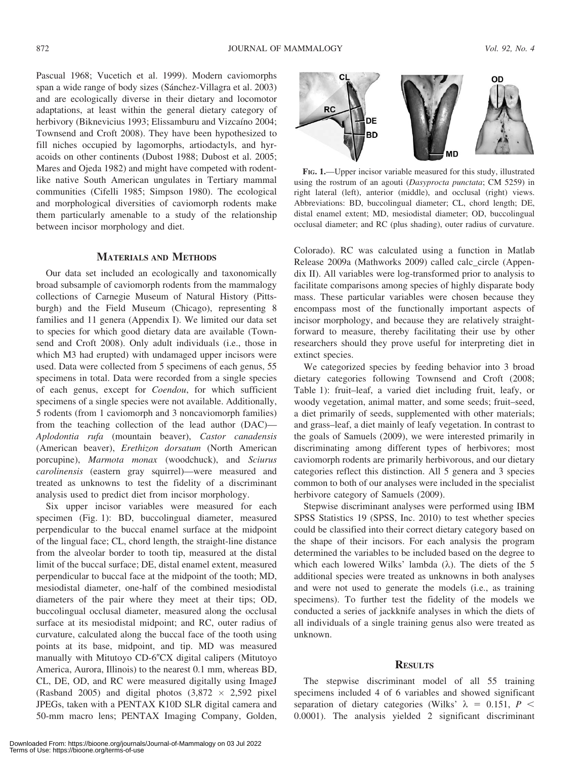Pascual 1968; Vucetich et al. 1999). Modern caviomorphs span a wide range of body sizes (Sánchez-Villagra et al. 2003) and are ecologically diverse in their dietary and locomotor adaptations, at least within the general dietary category of herbivory (Biknevicius 1993; Elissamburu and Vizcaíno 2004; Townsend and Croft 2008). They have been hypothesized to fill niches occupied by lagomorphs, artiodactyls, and hyracoids on other continents (Dubost 1988; Dubost et al. 2005; Mares and Ojeda 1982) and might have competed with rodent-like native South American ungulates in Tertiary mammal communities (Cifelli 1985; Simpson 1980). The ecological and morphological diversities of caviomorph rodents make them particularly amenable to a study of the relationship between incisor morphology and diet.

FIG. 1.—Upper incisor variable measured for this study, illustrated using the rostrum of an agouti (*Dasyprocta punctata*; CM 5259) in right lateral (left), anterior (middle), and occlusal (right) views. Abbreviations: BD, buccolingual diameter; CL, chord length; DE, distal enamel extent; MD, mesiodistal diameter; OD, buccolingual occlusal diameter; and RC (plus shading), outer radius of curvature.

## MATERIALS AND METHODS

Our data set included an ecologically and taxonomically broad subsample of caviomorph rodents from the mammalogy collections of Carnegie Museum of Natural History (Pittsburgh) and the Field Museum (Chicago), representing 8 families and 11 genera (Appendix I). We limited our data set to species for which good dietary data are available (Townsend and Croft 2008). Only adult individuals (i.e., those in which M3 had erupted) with undamaged upper incisors were used. Data were collected from 5 specimens of each genus, 55 specimens in total. Data were recorded from a single species of each genus, except for *Coendou*, for which sufficient specimens of a single species were not available. Additionally, 5 rodents (from 1 caviomorph and 3 noncaviomorph families) from the teaching collection of the lead author (DAC)—*Aplodontia rufa* (mountain beaver), *Castor canadensis* (American beaver), *Erethizon dorsatum* (North American porcupine), *Marmota monax* (woodchuck), and *Sciurus carolinensis* (eastern gray squirrel)—were measured and treated as unknowns to test the fidelity of a discriminant analysis used to predict diet from incisor morphology.

Six upper incisor variables were measured for each specimen (Fig. 1): BD, buccolingual diameter, measured perpendicular to the buccal enamel surface at the midpoint of the lingual face; CL, chord length, the straight-line distance from the alveolar border to tooth tip, measured at the distal limit of the buccal surface; DE, distal enamel extent, measured perpendicular to buccal face at the midpoint of the tooth; MD, mesiodistal diameter, one-half of the combined mesiodistal diameters of the pair where they meet at their tips; OD, buccolingual occlusal diameter, measured along the occlusal surface at its mesiodistal midpoint; and RC, outer radius of curvature, calculated along the buccal face of the tooth using points at its base, midpoint, and tip. MD was measured manually with Mitutoyo CD-6″CX digital calipers (Mitutoyo America, Aurora, Illinois) to the nearest 0.1 mm, whereas BD, CL, DE, OD, and RC were measured digitally using ImageJ (Rasband 2005) and digital photos (3,872 × 2,592 pixel JPEGs, taken with a PENTAX K10D SLR digital camera and 50-mm macro lens; PENTAX Imaging Company, Golden, Colorado). RC was calculated using a function in Matlab Release 2009a (Mathworks 2009) called calc_circle (Appendix II). All variables were log-transformed prior to analysis to facilitate comparisons among species of highly disparate body mass. These particular variables were chosen because they encompass most of the functionally important aspects of incisor morphology, and because they are relatively straightforward to measure, thereby facilitating their use by other researchers should they prove useful for interpreting diet in extinct species.

We categorized species by feeding behavior into 3 broad dietary categories following Townsend and Croft (2008; Table 1): fruit–leaf, a varied diet including fruit, leafy, or woody vegetation, animal matter, and some seeds; fruit–seed, a diet primarily of seeds, supplemented with other materials; and grass–leaf, a diet mainly of leafy vegetation. In contrast to the goals of Samuels (2009), we were interested primarily in discriminating among different types of herbivores; most caviomorph rodents are primarily herbivorous, and our dietary categories reflect this distinction. All 5 genera and 3 species common to both of our analyses were included in the specialist herbivore category of Samuels (2009).

Stepwise discriminant analyses were performed using IBM SPSS Statistics 19 (SPSS, Inc. 2010) to test whether species could be classified into their correct dietary category based on the shape of their incisors. For each analysis the program determined the variables to be included based on the degree to which each lowered Wilks' lambda ($\lambda$). The diets of the 5 additional species were treated as unknowns in both analyses and were not used to generate the models (i.e., as training specimens). To further test the fidelity of the models we conducted a series of jackknife analyses in which the diets of all individuals of a single training genus also were treated as unknown.

## RESULTS

The stepwise discriminant model of all 55 training specimens included 4 of 6 variables and showed significant separation of dietary categories (Wilks' $\lambda = 0.151$, $P < 0.0001$). The analysis yielded 2 significant discriminant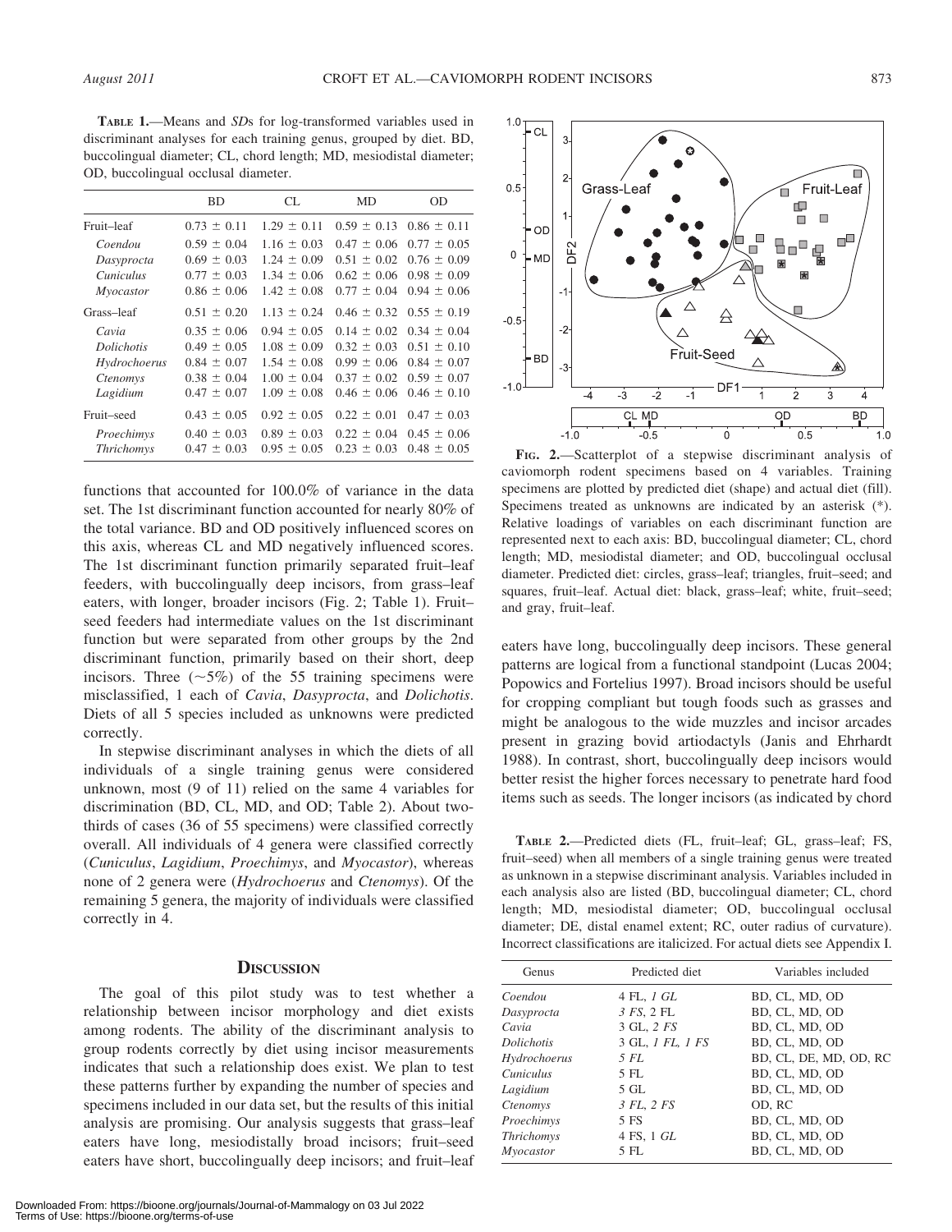**Table 1.**—Means and *SD*s for log-transformed variables used in discriminant analyses for each training genus, grouped by diet. BD, buccolingual diameter; CL, chord length; MD, mesiodistal diameter; OD, buccolingual occlusal diameter.

| | BD | CL | MD | OD |
|---|---|---|---|---|
| Fruit–leaf | 0.73 ± 0.11 | 1.29 ± 0.11 | 0.59 ± 0.13 | 0.86 ± 0.11 |
| *Coendou* | 0.59 ± 0.04 | 1.16 ± 0.03 | 0.47 ± 0.06 | 0.77 ± 0.05 |
| *Dasyprocta* | 0.69 ± 0.03 | 1.24 ± 0.09 | 0.51 ± 0.02 | 0.76 ± 0.09 |
| *Cuniculus* | 0.77 ± 0.03 | 1.34 ± 0.06 | 0.62 ± 0.06 | 0.98 ± 0.09 |
| *Myocastor* | 0.86 ± 0.06 | 1.42 ± 0.08 | 0.77 ± 0.04 | 0.94 ± 0.06 |
| Grass–leaf | 0.51 ± 0.20 | 1.13 ± 0.24 | 0.46 ± 0.32 | 0.55 ± 0.19 |
| *Cavia* | 0.35 ± 0.06 | 0.94 ± 0.05 | 0.14 ± 0.02 | 0.34 ± 0.04 |
| *Dolichotis* | 0.49 ± 0.05 | 1.08 ± 0.09 | 0.32 ± 0.03 | 0.51 ± 0.10 |
| *Hydrochoerus* | 0.84 ± 0.07 | 1.54 ± 0.08 | 0.99 ± 0.06 | 0.84 ± 0.07 |
| *Ctenomys* | 0.38 ± 0.04 | 1.00 ± 0.04 | 0.37 ± 0.02 | 0.59 ± 0.07 |
| *Lagidium* | 0.47 ± 0.07 | 1.09 ± 0.08 | 0.46 ± 0.06 | 0.46 ± 0.10 |
| Fruit–seed | 0.43 ± 0.05 | 0.92 ± 0.05 | 0.22 ± 0.01 | 0.47 ± 0.03 |
| *Proechimys* | 0.40 ± 0.03 | 0.89 ± 0.03 | 0.22 ± 0.04 | 0.45 ± 0.06 |
| *Thrichomys* | 0.47 ± 0.03 | 0.95 ± 0.05 | 0.23 ± 0.03 | 0.48 ± 0.05 |

functions that accounted for 100.0% of variance in the data set. The 1st discriminant function accounted for nearly 80% of the total variance. BD and OD positively influenced scores on this axis, whereas CL and MD negatively influenced scores. The 1st discriminant function primarily separated fruit–leaf feeders, with buccolingually deep incisors, from grass–leaf eaters, with longer, broader incisors (Fig. 2; Table 1). Fruit–seed feeders had intermediate values on the 1st discriminant function but were separated from other groups by the 2nd discriminant function, primarily based on their short, deep incisors. Three (~5%) of the 55 training specimens were misclassified, 1 each of *Cavia*, *Dasyprocta*, and *Dolichotis*. Diets of all 5 species included as unknowns were predicted correctly.

In stepwise discriminant analyses in which the diets of all individuals of a single training genus were considered unknown, most (9 of 11) relied on the same 4 variables for discrimination (BD, CL, MD, and OD; Table 2). About two-thirds of cases (36 of 55 specimens) were classified correctly overall. All individuals of 4 genera were classified correctly (*Cuniculus*, *Lagidium*, *Proechimys*, and *Myocastor*), whereas none of 2 genera were (*Hydrochoerus* and *Ctenomys*). Of the remaining 5 genera, the majority of individuals were classified correctly in 4.

## Discussion

The goal of this pilot study was to test whether a relationship between incisor morphology and diet exists among rodents. The ability of the discriminant analysis to group rodents correctly by diet using incisor measurements indicates that such a relationship does exist. We plan to test these patterns further by expanding the number of species and specimens included in our data set, but the results of this initial analysis are promising. Our analysis suggests that grass–leaf eaters have long, mesiodistally broad incisors; fruit–seed eaters have short, buccolingually deep incisors; and fruit–leaf eaters have long, buccolingually deep incisors. These general patterns are logical from a functional standpoint (Lucas 2004; Popowics and Fortelius 1997). Broad incisors should be useful for cropping compliant but tough foods such as grasses and might be analogous to the wide muzzles and incisor arcades present in grazing bovid artiodactyls (Janis and Ehrhardt 1988). In contrast, short, buccolingually deep incisors would better resist the higher forces necessary to penetrate hard food items such as seeds. The longer incisors (as indicated by chord

**Fig. 2.**—Scatterplot of a stepwise discriminant analysis of caviomorph rodent specimens based on 4 variables. Training specimens are plotted by predicted diet (shape) and actual diet (fill). Specimens treated as unknowns are indicated by an asterisk (*). Relative loadings of variables on each discriminant function are represented next to each axis: BD, buccolingual diameter; CL, chord length; MD, mesiodistal diameter; and OD, buccolingual occlusal diameter. Predicted diet: circles, grass–leaf; triangles, fruit–seed; and squares, fruit–leaf. Actual diet: black, grass–leaf; white, fruit–seed; and gray, fruit–leaf.

**Table 2.**—Predicted diets (FL, fruit–leaf; GL, grass–leaf; FS, fruit–seed) when all members of a single training genus were treated as unknown in a stepwise discriminant analysis. Variables included in each analysis also are listed (BD, buccolingual diameter; CL, chord length; MD, mesiodistal diameter; OD, buccolingual occlusal diameter; DE, distal enamel extent; RC, outer radius of curvature). Incorrect classifications are italicized. For actual diets see Appendix I.

| Genus | Predicted diet | Variables included |
|---|---|---|
| *Coendou* | 4 FL, *1 GL* | BD, CL, MD, OD |
| *Dasyprocta* | *3 FS*, 2 FL | BD, CL, MD, OD |
| *Cavia* | 3 GL, *2 FS* | BD, CL, MD, OD |
| *Dolichotis* | 3 GL, *1 FL*, *1 FS* | BD, CL, MD, OD |
| *Hydrochoerus* | *5 FL* | BD, CL, DE, MD, OD, RC |
| *Cuniculus* | 5 FL | BD, CL, MD, OD |
| *Lagidium* | 5 GL | BD, CL, MD, OD |
| *Ctenomys* | *3 FL*, *2 FS* | OD, RC |
| *Proechimys* | 5 FS | BD, CL, MD, OD |
| *Thrichomys* | 4 FS, 1 *GL* | BD, CL, MD, OD |
| *Myocastor* | 5 FL | BD, CL, MD, OD |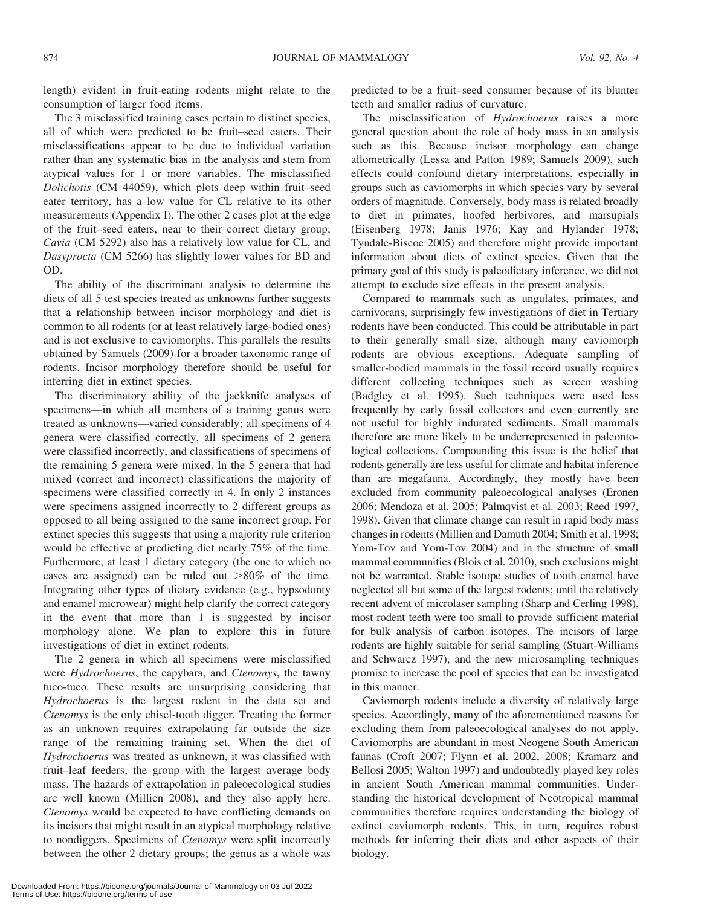length) evident in fruit-eating rodents might relate to the consumption of larger food items.

The 3 misclassified training cases pertain to distinct species, all of which were predicted to be fruit–seed eaters. Their misclassifications appear to be due to individual variation rather than any systematic bias in the analysis and stem from atypical values for 1 or more variables. The misclassified *Dolichotis* (CM 44059), which plots deep within fruit–seed eater territory, has a low value for CL relative to its other measurements (Appendix I). The other 2 cases plot at the edge of the fruit–seed eaters, near to their correct dietary group; *Cavia* (CM 5292) also has a relatively low value for CL, and *Dasyprocta* (CM 5266) has slightly lower values for BD and OD.

The ability of the discriminant analysis to determine the diets of all 5 test species treated as unknowns further suggests that a relationship between incisor morphology and diet is common to all rodents (or at least relatively large-bodied ones) and is not exclusive to caviomorphs. This parallels the results obtained by Samuels (2009) for a broader taxonomic range of rodents. Incisor morphology therefore should be useful for inferring diet in extinct species.

The discriminatory ability of the jackknife analyses of specimens—in which all members of a training genus were treated as unknowns—varied considerably; all specimens of 4 genera were classified correctly, all specimens of 2 genera were classified incorrectly, and classifications of specimens of the remaining 5 genera were mixed. In the 5 genera that had mixed (correct and incorrect) classifications the majority of specimens were classified correctly in 4. In only 2 instances were specimens assigned incorrectly to 2 different groups as opposed to all being assigned to the same incorrect group. For extinct species this suggests that using a majority rule criterion would be effective at predicting diet nearly 75% of the time. Furthermore, at least 1 dietary category (the one to which no cases are assigned) can be ruled out >80% of the time. Integrating other types of dietary evidence (e.g., hypsodonty and enamel microwear) might help clarify the correct category in the event that more than 1 is suggested by incisor morphology alone. We plan to explore this in future investigations of diet in extinct rodents.

The 2 genera in which all specimens were misclassified were *Hydrochoerus*, the capybara, and *Ctenomys*, the tawny tuco-tuco. These results are unsurprising considering that *Hydrochoerus* is the largest rodent in the data set and *Ctenomys* is the only chisel-tooth digger. Treating the former as an unknown requires extrapolating far outside the size range of the remaining training set. When the diet of *Hydrochoerus* was treated as unknown, it was classified with fruit–leaf feeders, the group with the largest average body mass. The hazards of extrapolation in paleoecological studies are well known (Millien 2008), and they also apply here. *Ctenomys* would be expected to have conflicting demands on its incisors that might result in an atypical morphology relative to nondiggers. Specimens of *Ctenomys* were split incorrectly between the other 2 dietary groups; the genus as a whole was predicted to be a fruit–seed consumer because of its blunter teeth and smaller radius of curvature.

The misclassification of *Hydrochoerus* raises a more general question about the role of body mass in an analysis such as this. Because incisor morphology can change allometrically (Lessa and Patton 1989; Samuels 2009), such effects could confound dietary interpretations, especially in groups such as caviomorphs in which species vary by several orders of magnitude. Conversely, body mass is related broadly to diet in primates, hoofed herbivores, and marsupials (Eisenberg 1978; Janis 1976; Kay and Hylander 1978; Tyndale-Biscoe 2005) and therefore might provide important information about diets of extinct species. Given that the primary goal of this study is paleodietary inference, we did not attempt to exclude size effects in the present analysis.

Compared to mammals such as ungulates, primates, and carnivorans, surprisingly few investigations of diet in Tertiary rodents have been conducted. This could be attributable in part to their generally small size, although many caviomorph rodents are obvious exceptions. Adequate sampling of smaller-bodied mammals in the fossil record usually requires different collecting techniques such as screen washing (Badgley et al. 1995). Such techniques were used less frequently by early fossil collectors and even currently are not useful for highly indurated sediments. Small mammals therefore are more likely to be underrepresented in paleontological collections. Compounding this issue is the belief that rodents generally are less useful for climate and habitat inference than are megafauna. Accordingly, they mostly have been excluded from community paleoecological analyses (Eronen 2006; Mendoza et al. 2005; Palmqvist et al. 2003; Reed 1997, 1998). Given that climate change can result in rapid body mass changes in rodents (Millien and Damuth 2004; Smith et al. 1998; Yom-Tov and Yom-Tov 2004) and in the structure of small mammal communities (Blois et al. 2010), such exclusions might not be warranted. Stable isotope studies of tooth enamel have neglected all but some of the largest rodents; until the relatively recent advent of microlaser sampling (Sharp and Cerling 1998), most rodent teeth were too small to provide sufficient material for bulk analysis of carbon isotopes. The incisors of large rodents are highly suitable for serial sampling (Stuart-Williams and Schwarcz 1997), and the new microsampling techniques promise to increase the pool of species that can be investigated in this manner.

Caviomorph rodents include a diversity of relatively large species. Accordingly, many of the aforementioned reasons for excluding them from paleoecological analyses do not apply. Caviomorphs are abundant in most Neogene South American faunas (Croft 2007; Flynn et al. 2002, 2008; Kramarz and Bellosi 2005; Walton 1997) and undoubtedly played key roles in ancient South American mammal communities. Understanding the historical development of Neotropical mammal communities therefore requires understanding the biology of extinct caviomorph rodents. This, in turn, requires robust methods for inferring their diets and other aspects of their biology.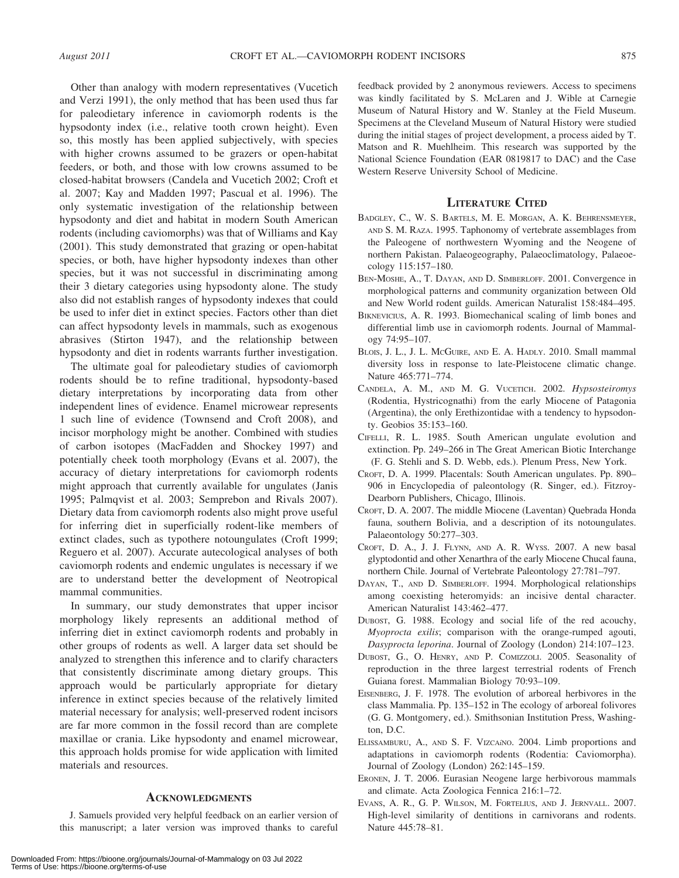Other than analogy with modern representatives (Vucetich and Verzi 1991), the only method that has been used thus far for paleodietary inference in caviomorph rodents is the hypsodonty index (i.e., relative tooth crown height). Even so, this mostly has been applied subjectively, with species with higher crowns assumed to be grazers or open-habitat feeders, or both, and those with low crowns assumed to be closed-habitat browsers (Candela and Vucetich 2002; Croft et al. 2007; Kay and Madden 1997; Pascual et al. 1996). The only systematic investigation of the relationship between hypsodonty and diet and habitat in modern South American rodents (including caviomorphs) was that of Williams and Kay (2001). This study demonstrated that grazing or open-habitat species, or both, have higher hypsodonty indexes than other species, but it was not successful in discriminating among their 3 dietary categories using hypsodonty alone. The study also did not establish ranges of hypsodonty indexes that could be used to infer diet in extinct species. Factors other than diet can affect hypsodonty levels in mammals, such as exogenous abrasives (Stirton 1947), and the relationship between hypsodonty and diet in rodents warrants further investigation.

The ultimate goal for paleodietary studies of caviomorph rodents should be to refine traditional, hypsodonty-based dietary interpretations by incorporating data from other independent lines of evidence. Enamel microwear represents 1 such line of evidence (Townsend and Croft 2008), and incisor morphology might be another. Combined with studies of carbon isotopes (MacFadden and Shockey 1997) and potentially cheek tooth morphology (Evans et al. 2007), the accuracy of dietary interpretations for caviomorph rodents might approach that currently available for ungulates (Janis 1995; Palmqvist et al. 2003; Semprebon and Rivals 2007). Dietary data from caviomorph rodents also might prove useful for inferring diet in superficially rodent-like members of extinct clades, such as typothere notoungulates (Croft 1999; Reguero et al. 2007). Accurate autecological analyses of both caviomorph rodents and endemic ungulates is necessary if we are to understand better the development of Neotropical mammal communities.

In summary, our study demonstrates that upper incisor morphology likely represents an additional method of inferring diet in extinct caviomorph rodents and probably in other groups of rodents as well. A larger data set should be analyzed to strengthen this inference and to clarify characters that consistently discriminate among dietary groups. This approach would be particularly appropriate for dietary inference in extinct species because of the relatively limited material necessary for analysis; well-preserved rodent incisors are far more common in the fossil record than are complete maxillae or crania. Like hypsodonty and enamel microwear, this approach holds promise for wide application with limited materials and resources.

## Acknowledgments

J. Samuels provided very helpful feedback on an earlier version of this manuscript; a later version was improved thanks to careful feedback provided by 2 anonymous reviewers. Access to specimens was kindly facilitated by S. McLaren and J. Wible at Carnegie Museum of Natural History and W. Stanley at the Field Museum. Specimens at the Cleveland Museum of Natural History were studied during the initial stages of project development, a process aided by T. Matson and R. Muehlheim. This research was supported by the National Science Foundation (EAR 0819817 to DAC) and the Case Western Reserve University School of Medicine.

## Literature Cited

Badgley, C., W. S. Bartels, M. E. Morgan, A. K. Behrensmeyer, and S. M. Raza. 1995. Taphonomy of vertebrate assemblages from the Paleogene of northwestern Wyoming and the Neogene of northern Pakistan. Palaeogeography, Palaeoclimatology, Palaeoecology 115:157–180.

Ben-Moshe, A., T. Dayan, and D. Simberloff. 2001. Convergence in morphological patterns and community organization between Old and New World rodent guilds. American Naturalist 158:484–495.

Biknevicius, A. R. 1993. Biomechanical scaling of limb bones and differential limb use in caviomorph rodents. Journal of Mammalogy 74:95–107.

Blois, J. L., J. L. McGuire, and E. A. Hadly. 2010. Small mammal diversity loss in response to late-Pleistocene climatic change. Nature 465:771–774.

Candela, A. M., and M. G. Vucetich. 2002. *Hypsosteiromys* (Rodentia, Hystricognathi) from the early Miocene of Patagonia (Argentina), the only Erethizontidae with a tendency to hypsodonty. Geobios 35:153–160.

Cifelli, R. L. 1985. South American ungulate evolution and extinction. Pp. 249–266 in The Great American Biotic Interchange (F. G. Stehli and S. D. Webb, eds.). Plenum Press, New York.

Croft, D. A. 1999. Placentals: South American ungulates. Pp. 890–906 in Encyclopedia of paleontology (R. Singer, ed.). Fitzroy-Dearborn Publishers, Chicago, Illinois.

Croft, D. A. 2007. The middle Miocene (Laventan) Quebrada Honda fauna, southern Bolivia, and a description of its notoungulates. Palaeontology 50:277–303.

Croft, D. A., J. J. Flynn, and A. R. Wyss. 2007. A new basal glyptodontid and other Xenarthra of the early Miocene Chucal fauna, northern Chile. Journal of Vertebrate Paleontology 27:781–797.

Dayan, T., and D. Simberloff. 1994. Morphological relationships among coexisting heteromyids: an incisive dental character. American Naturalist 143:462–477.

Dubost, G. 1988. Ecology and social life of the red acouchy, *Myoprocta exilis*; comparison with the orange-rumped agouti, *Dasyprocta leporina*. Journal of Zoology (London) 214:107–123.

Dubost, G., O. Henry, and P. Comizzoli. 2005. Seasonality of reproduction in the three largest terrestrial rodents of French Guiana forest. Mammalian Biology 70:93–109.

Eisenberg, J. F. 1978. The evolution of arboreal herbivores in the class Mammalia. Pp. 135–152 in The ecology of arboreal folivores (G. G. Montgomery, ed.). Smithsonian Institution Press, Washington, D.C.

Elissamburu, A., and S. F. Vizcaíno. 2004. Limb proportions and adaptations in caviomorph rodents (Rodentia: Caviomorpha). Journal of Zoology (London) 262:145–159.

Eronen, J. T. 2006. Eurasian Neogene large herbivorous mammals and climate. Acta Zoologica Fennica 216:1–72.

Evans, A. R., G. P. Wilson, M. Fortelius, and J. Jernvall. 2007. High-level similarity of dentitions in carnivorans and rodents. Nature 445:78–81.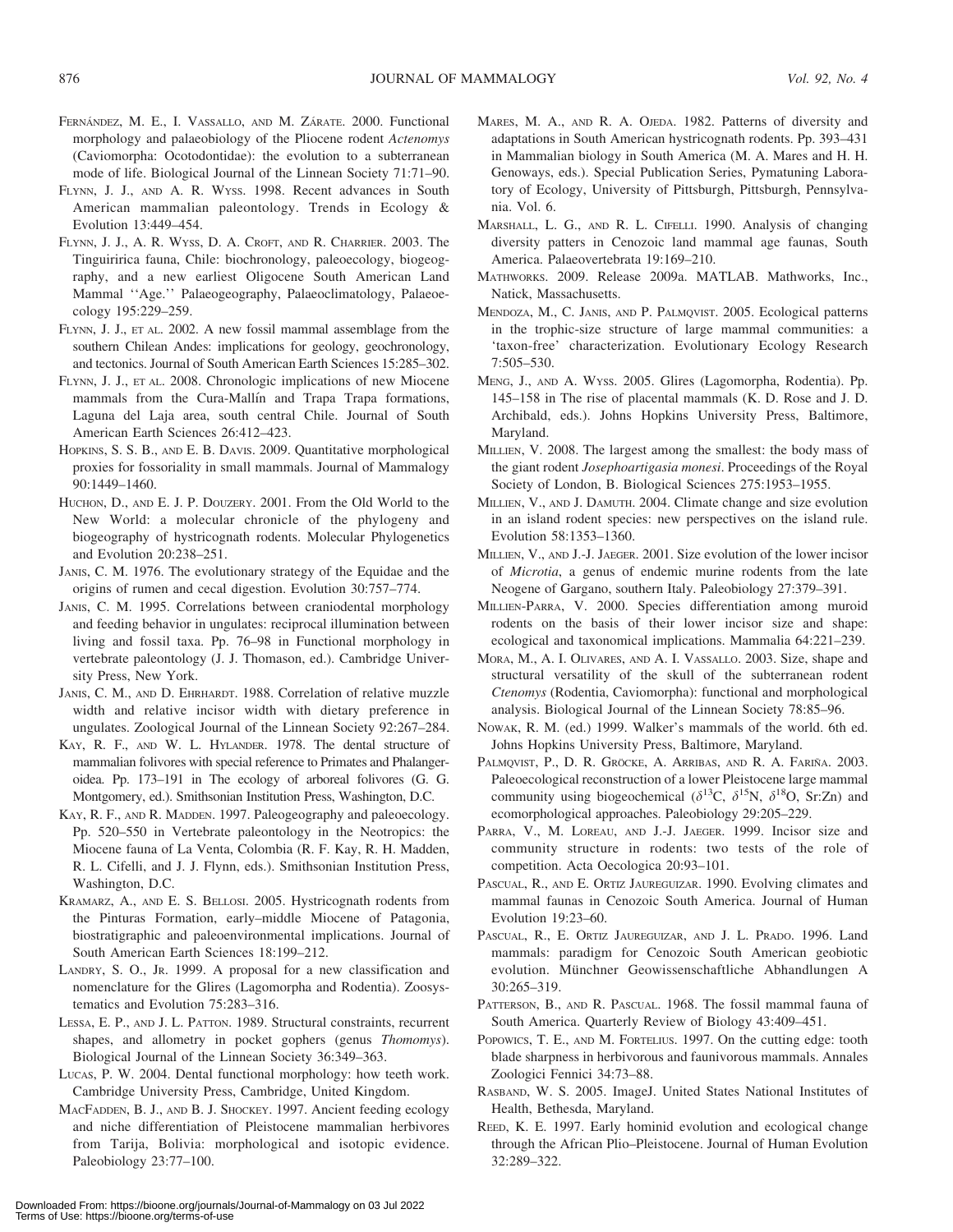Fernández, M. E., I. Vassallo, and M. Zárate. 2000. Functional morphology and palaeobiology of the Pliocene rodent *Actenomys* (Caviomorpha: Octodontidae): the evolution to a subterranean mode of life. Biological Journal of the Linnean Society 71:71–90.

Flynn, J. J., and A. R. Wyss. 1998. Recent advances in South American mammalian paleontology. Trends in Ecology & Evolution 13:449–454.

Flynn, J. J., A. R. Wyss, D. A. Croft, and R. Charrier. 2003. The Tinguiririca fauna, Chile: biochronology, paleoecology, biogeography, and a new earliest Oligocene South American Land Mammal ''Age.'' Palaeogeography, Palaeoclimatology, Palaeoecology 195:229–259.

Flynn, J. J., et al. 2002. A new fossil mammal assemblage from the southern Chilean Andes: implications for geology, geochronology, and tectonics. Journal of South American Earth Sciences 15:285–302.

Flynn, J. J., et al. 2008. Chronologic implications of new Miocene mammals from the Cura-Mallín and Trapa Trapa formations, Laguna del Laja area, south central Chile. Journal of South American Earth Sciences 26:412–423.

Hopkins, S. S. B., and E. B. Davis. 2009. Quantitative morphological proxies for fossoriality in small mammals. Journal of Mammalogy 90:1449–1460.

Huchon, D., and E. J. P. Douzery. 2001. From the Old World to the New World: a molecular chronicle of the phylogeny and biogeography of hystricognath rodents. Molecular Phylogenetics and Evolution 20:238–251.

Janis, C. M. 1976. The evolutionary strategy of the Equidae and the origins of rumen and cecal digestion. Evolution 30:757–774.

Janis, C. M. 1995. Correlations between craniodental morphology and feeding behavior in ungulates: reciprocal illumination between living and fossil taxa. Pp. 76–98 in Functional morphology in vertebrate paleontology (J. J. Thomason, ed.). Cambridge University Press, New York.

Janis, C. M., and D. Ehrhardt. 1988. Correlation of relative muzzle width and relative incisor width with dietary preference in ungulates. Zoological Journal of the Linnean Society 92:267–284.

Kay, R. F., and W. L. Hylander. 1978. The dental structure of mammalian folivores with special reference to Primates and Phalangeroidea. Pp. 173–191 in The ecology of arboreal folivores (G. G. Montgomery, ed.). Smithsonian Institution Press, Washington, D.C.

Kay, R. F., and R. Madden. 1997. Paleogeography and paleoecology. Pp. 520–550 in Vertebrate paleontology in the Neotropics: the Miocene fauna of La Venta, Colombia (R. F. Kay, R. H. Madden, R. L. Cifelli, and J. J. Flynn, eds.). Smithsonian Institution Press, Washington, D.C.

Kramarz, A., and E. S. Bellosi. 2005. Hystricognath rodents from the Pinturas Formation, early–middle Miocene of Patagonia, biostratigraphic and paleoenvironmental implications. Journal of South American Earth Sciences 18:199–212.

Landry, S. O., Jr. 1999. A proposal for a new classification and nomenclature for the Glires (Lagomorpha and Rodentia). Zoosystematics and Evolution 75:283–316.

Lessa, E. P., and J. L. Patton. 1989. Structural constraints, recurrent shapes, and allometry in pocket gophers (genus *Thomomys*). Biological Journal of the Linnean Society 36:349–363.

Lucas, P. W. 2004. Dental functional morphology: how teeth work. Cambridge University Press, Cambridge, United Kingdom.

MacFadden, B. J., and B. J. Shockey. 1997. Ancient feeding ecology and niche differentiation of Pleistocene mammalian herbivores from Tarija, Bolivia: morphological and isotopic evidence. Paleobiology 23:77–100.

Mares, M. A., and R. A. Ojeda. 1982. Patterns of diversity and adaptations in South American hystricognath rodents. Pp. 393–431 in Mammalian biology in South America (M. A. Mares and H. H. Genoways, eds.). Special Publication Series, Pymatuning Laboratory of Ecology, University of Pittsburgh, Pittsburgh, Pennsylvania. Vol. 6.

Marshall, L. G., and R. L. Cifelli. 1990. Analysis of changing diversity patters in Cenozoic land mammal age faunas, South America. Palaeovertebrata 19:169–210.

Mathworks. 2009. Release 2009a. MATLAB. Mathworks, Inc., Natick, Massachusetts.

Mendoza, M., C. Janis, and P. Palmqvist. 2005. Ecological patterns in the trophic-size structure of large mammal communities: a 'taxon-free' characterization. Evolutionary Ecology Research 7:505–530.

Meng, J., and A. Wyss. 2005. Glires (Lagomorpha, Rodentia). Pp. 145–158 in The rise of placental mammals (K. D. Rose and J. D. Archibald, eds.). Johns Hopkins University Press, Baltimore, Maryland.

Millien, V. 2008. The largest among the smallest: the body mass of the giant rodent *Josephoartigasia monesi*. Proceedings of the Royal Society of London, B. Biological Sciences 275:1953–1955.

Millien, V., and J. Damuth. 2004. Climate change and size evolution in an island rodent species: new perspectives on the island rule. Evolution 58:1353–1360.

Millien, V., and J.-J. Jaeger. 2001. Size evolution of the lower incisor of *Microtia*, a genus of endemic murine rodents from the late Neogene of Gargano, southern Italy. Paleobiology 27:379–391.

Millien-Parra, V. 2000. Species differentiation among muroid rodents on the basis of their lower incisor size and shape: ecological and taxonomical implications. Mammalia 64:221–239.

Mora, M., A. I. Olivares, and A. I. Vassallo. 2003. Size, shape and structural versatility of the skull of the subterranean rodent *Ctenomys* (Rodentia, Caviomorpha): functional and morphological analysis. Biological Journal of the Linnean Society 78:85–96.

Nowak, R. M. (ed.) 1999. Walker's mammals of the world. 6th ed. Johns Hopkins University Press, Baltimore, Maryland.

Palmqvist, P., D. R. Gröcke, A. Arribas, and R. A. Fariña. 2003. Paleoecological reconstruction of a lower Pleistocene large mammal community using biogeochemical ($\delta^{13}$C, $\delta^{15}$N, $\delta^{18}$O, Sr:Zn) and ecomorphological approaches. Paleobiology 29:205–229.

Parra, V., M. Loreau, and J.-J. Jaeger. 1999. Incisor size and community structure in rodents: two tests of the role of competition. Acta Oecologica 20:93–101.

Pascual, R., and E. Ortiz Jaureguizar. 1990. Evolving climates and mammal faunas in Cenozoic South America. Journal of Human Evolution 19:23–60.

Pascual, R., E. Ortiz Jaureguizar, and J. L. Prado. 1996. Land mammals: paradigm for Cenozoic South American geobiotic evolution. Münchner Geowissenschaftliche Abhandlungen A 30:265–319.

Patterson, B., and R. Pascual. 1968. The fossil mammal fauna of South America. Quarterly Review of Biology 43:409–451.

Popowics, T. E., and M. Fortelius. 1997. On the cutting edge: tooth blade sharpness in herbivorous and faunivorous mammals. Annales Zoologici Fennici 34:73–88.

Rasband, W. S. 2005. ImageJ. United States National Institutes of Health, Bethesda, Maryland.

Reed, K. E. 1997. Early hominid evolution and ecological change through the African Plio–Pleistocene. Journal of Human Evolution 32:289–322.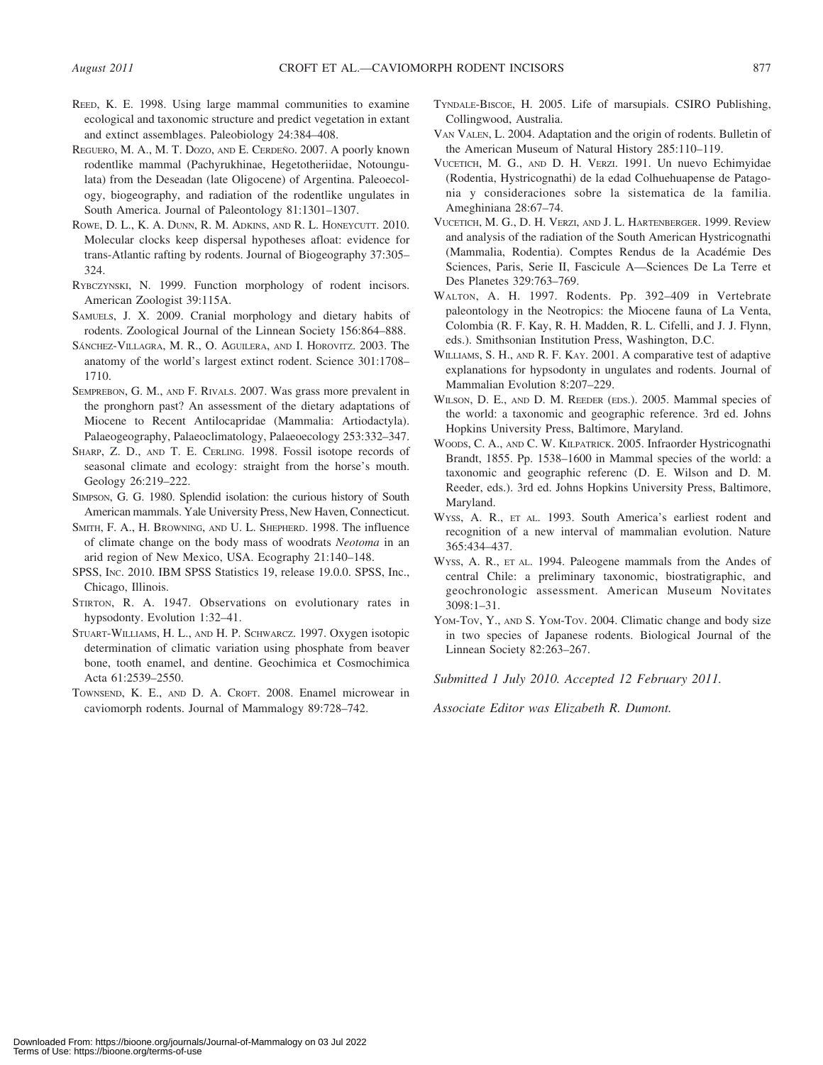Reed, K. E. 1998. Using large mammal communities to examine ecological and taxonomic structure and predict vegetation in extant and extinct assemblages. Paleobiology 24:384–408.

Reguero, M. A., M. T. Dozo, and E. Cerdeño. 2007. A poorly known rodentlike mammal (Pachyrukhinae, Hegetotheriidae, Notoungulata) from the Deseadan (late Oligocene) of Argentina. Paleoecology, biogeography, and radiation of the rodentlike ungulates in South America. Journal of Paleontology 81:1301–1307.

Rowe, D. L., K. A. Dunn, R. M. Adkins, and R. L. Honeycutt. 2010. Molecular clocks keep dispersal hypotheses afloat: evidence for trans-Atlantic rafting by rodents. Journal of Biogeography 37:305–324.

Rybczynski, N. 1999. Function morphology of rodent incisors. American Zoologist 39:115A.

Samuels, J. X. 2009. Cranial morphology and dietary habits of rodents. Zoological Journal of the Linnean Society 156:864–888.

Sánchez-Villagra, M. R., O. Aguilera, and I. Horovitz. 2003. The anatomy of the world's largest extinct rodent. Science 301:1708–1710.

Semprebon, G. M., and F. Rivals. 2007. Was grass more prevalent in the pronghorn past? An assessment of the dietary adaptations of Miocene to Recent Antilocapridae (Mammalia: Artiodactyla). Palaeogeography, Palaeoclimatology, Palaeoecology 253:332–347.

Sharp, Z. D., and T. E. Cerling. 1998. Fossil isotope records of seasonal climate and ecology: straight from the horse's mouth. Geology 26:219–222.

Simpson, G. G. 1980. Splendid isolation: the curious history of South American mammals. Yale University Press, New Haven, Connecticut.

Smith, F. A., H. Browning, and U. L. Shepherd. 1998. The influence of climate change on the body mass of woodrats *Neotoma* in an arid region of New Mexico, USA. Ecography 21:140–148.

SPSS, Inc. 2010. IBM SPSS Statistics 19, release 19.0.0. SPSS, Inc., Chicago, Illinois.

Stirton, R. A. 1947. Observations on evolutionary rates in hypsodonty. Evolution 1:32–41.

Stuart-Williams, H. L., and H. P. Schwarcz. 1997. Oxygen isotopic determination of climatic variation using phosphate from beaver bone, tooth enamel, and dentine. Geochimica et Cosmochimica Acta 61:2539–2550.

Townsend, K. E., and D. A. Croft. 2008. Enamel microwear in caviomorph rodents. Journal of Mammalogy 89:728–742.

Tyndale-Biscoe, H. 2005. Life of marsupials. CSIRO Publishing, Collingwood, Australia.

Van Valen, L. 2004. Adaptation and the origin of rodents. Bulletin of the American Museum of Natural History 285:110–119.

Vucetich, M. G., and D. H. Verzi. 1991. Un nuevo Echimyidae (Rodentia, Hystricognathi) de la edad Colhuehuapense de Patagonia y consideraciones sobre la sistematica de la familia. Ameghiniana 28:67–74.

Vucetich, M. G., D. H. Verzi, and J. L. Hartenberger. 1999. Review and analysis of the radiation of the South American Hystricognathi (Mammalia, Rodentia). Comptes Rendus de la Académie Des Sciences, Paris, Serie II, Fascicule A—Sciences De La Terre et Des Planetes 329:763–769.

Walton, A. H. 1997. Rodents. Pp. 392–409 in Vertebrate paleontology in the Neotropics: the Miocene fauna of La Venta, Colombia (R. F. Kay, R. H. Madden, R. L. Cifelli, and J. J. Flynn, eds.). Smithsonian Institution Press, Washington, D.C.

Williams, S. H., and R. F. Kay. 2001. A comparative test of adaptive explanations for hypsodonty in ungulates and rodents. Journal of Mammalian Evolution 8:207–229.

Wilson, D. E., and D. M. Reeder (eds.). 2005. Mammal species of the world: a taxonomic and geographic reference. 3rd ed. Johns Hopkins University Press, Baltimore, Maryland.

Woods, C. A., and C. W. Kilpatrick. 2005. Infraorder Hystricognathi Brandt, 1855. Pp. 1538–1600 in Mammal species of the world: a taxonomic and geographic referenc (D. E. Wilson and D. M. Reeder, eds.). 3rd ed. Johns Hopkins University Press, Baltimore, Maryland.

Wyss, A. R., et al. 1993. South America's earliest rodent and recognition of a new interval of mammalian evolution. Nature 365:434–437.

Wyss, A. R., et al. 1994. Paleogene mammals from the Andes of central Chile: a preliminary taxonomic, biostratigraphic, and geochronologic assessment. American Museum Novitates 3098:1–31.

Yom-Tov, Y., and S. Yom-Tov. 2004. Climatic change and body size in two species of Japanese rodents. Biological Journal of the Linnean Society 82:263–267.

*Submitted 1 July 2010. Accepted 12 February 2011.*

*Associate Editor was Elizabeth R. Dumont.*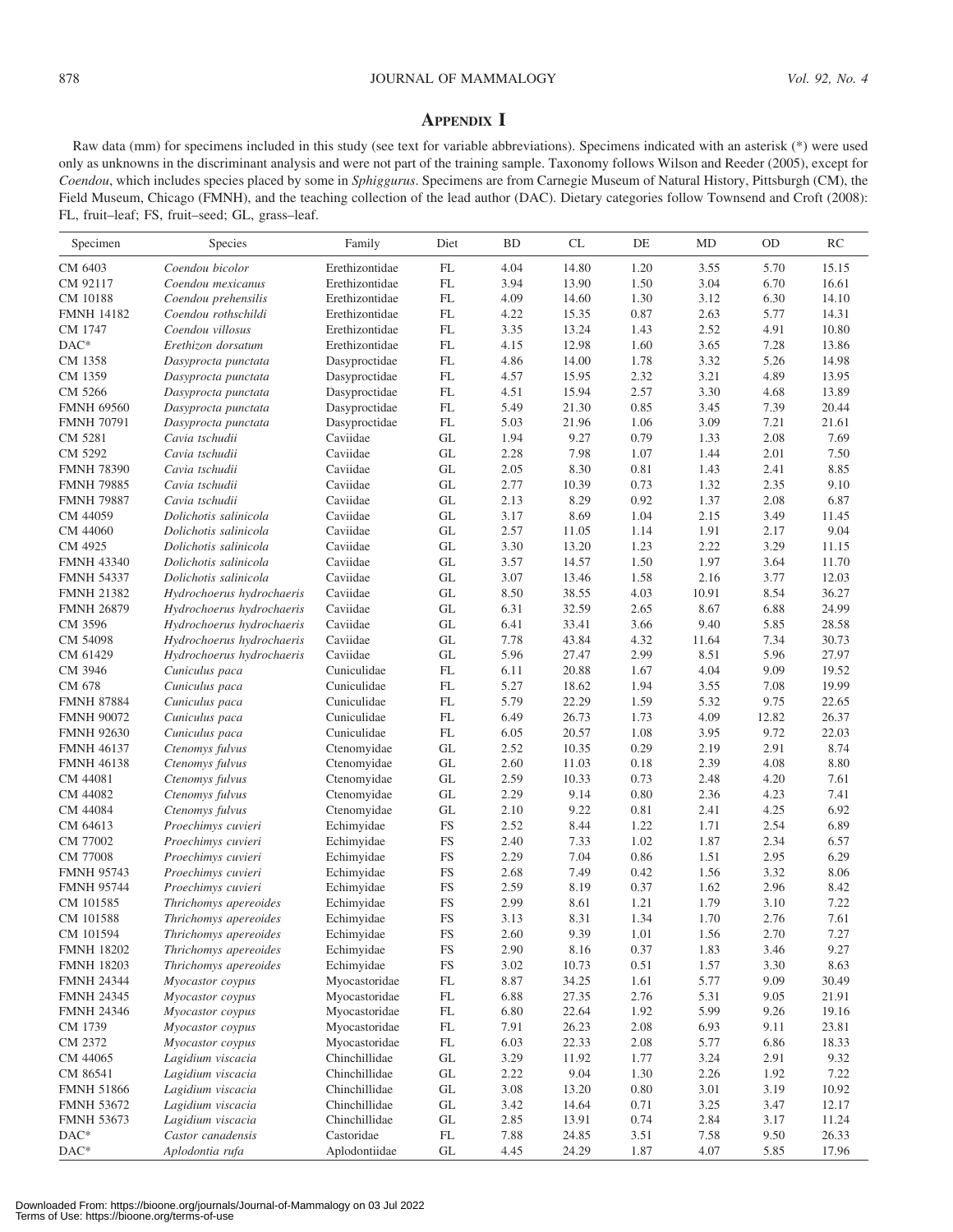## Appendix I

Raw data (mm) for specimens included in this study (see text for variable abbreviations). Specimens indicated with an asterisk (*) were used only as unknowns in the discriminant analysis and were not part of the training sample. Taxonomy follows Wilson and Reeder (2005), except for *Coendou*, which includes species placed by some in *Sphiggurus*. Specimens are from Carnegie Museum of Natural History, Pittsburgh (CM), the Field Museum, Chicago (FMNH), and the teaching collection of the lead author (DAC). Dietary categories follow Townsend and Croft (2008): FL, fruit–leaf; FS, fruit–seed; GL, grass–leaf.

| Specimen | Species | Family | Diet | BD | CL | DE | MD | OD | RC |
|---|---|---|---|---|---|---|---|---|---|
| CM 6403 | *Coendou bicolor* | Erethizontidae | FL | 4.04 | 14.80 | 1.20 | 3.55 | 5.70 | 15.15 |
| CM 92117 | *Coendou mexicanus* | Erethizontidae | FL | 3.94 | 13.90 | 1.50 | 3.04 | 6.70 | 16.61 |
| CM 10188 | *Coendou prehensilis* | Erethizontidae | FL | 4.09 | 14.60 | 1.30 | 3.12 | 6.30 | 14.10 |
| FMNH 14182 | *Coendou rothschildi* | Erethizontidae | FL | 4.22 | 15.35 | 0.87 | 2.63 | 5.77 | 14.31 |
| CM 1747 | *Coendou villosus* | Erethizontidae | FL | 3.35 | 13.24 | 1.43 | 2.52 | 4.91 | 10.80 |
| DAC* | *Erethizon dorsatum* | Erethizontidae | FL | 4.15 | 12.98 | 1.60 | 3.65 | 7.28 | 13.86 |
| CM 1358 | *Dasyprocta punctata* | Dasyproctidae | FL | 4.86 | 14.00 | 1.78 | 3.32 | 5.26 | 14.98 |
| CM 1359 | *Dasyprocta punctata* | Dasyproctidae | FL | 4.57 | 15.95 | 2.32 | 3.21 | 4.89 | 13.95 |
| CM 5266 | *Dasyprocta punctata* | Dasyproctidae | FL | 4.51 | 15.94 | 2.57 | 3.30 | 4.68 | 13.89 |
| FMNH 69560 | *Dasyprocta punctata* | Dasyproctidae | FL | 5.49 | 21.30 | 0.85 | 3.45 | 7.39 | 20.44 |
| FMNH 70791 | *Dasyprocta punctata* | Dasyproctidae | FL | 5.03 | 21.96 | 1.06 | 3.09 | 7.21 | 21.61 |
| CM 5281 | *Cavia tschudii* | Caviidae | GL | 1.94 | 9.27 | 0.79 | 1.33 | 2.08 | 7.69 |
| CM 5292 | *Cavia tschudii* | Caviidae | GL | 2.28 | 7.98 | 1.07 | 1.44 | 2.01 | 7.50 |
| FMNH 78390 | *Cavia tschudii* | Caviidae | GL | 2.05 | 8.30 | 0.81 | 1.43 | 2.41 | 8.85 |
| FMNH 79885 | *Cavia tschudii* | Caviidae | GL | 2.77 | 10.39 | 0.73 | 1.32 | 2.35 | 9.10 |
| FMNH 79887 | *Cavia tschudii* | Caviidae | GL | 2.13 | 8.29 | 0.92 | 1.37 | 2.08 | 6.87 |
| CM 44059 | *Dolichotis salinicola* | Caviidae | GL | 3.17 | 8.69 | 1.04 | 2.15 | 3.49 | 11.45 |
| CM 44060 | *Dolichotis salinicola* | Caviidae | GL | 2.57 | 11.05 | 1.14 | 1.91 | 2.17 | 9.04 |
| CM 4925 | *Dolichotis salinicola* | Caviidae | GL | 3.30 | 13.20 | 1.23 | 2.22 | 3.29 | 11.15 |
| FMNH 43340 | *Dolichotis salinicola* | Caviidae | GL | 3.57 | 14.57 | 1.50 | 1.97 | 3.64 | 11.70 |
| FMNH 54337 | *Dolichotis salinicola* | Caviidae | GL | 3.07 | 13.46 | 1.58 | 2.16 | 3.77 | 12.03 |
| FMNH 21382 | *Hydrochoerus hydrochaeris* | Caviidae | GL | 8.50 | 38.55 | 4.03 | 10.91 | 8.54 | 36.27 |
| FMNH 26879 | *Hydrochoerus hydrochaeris* | Caviidae | GL | 6.31 | 32.59 | 2.65 | 8.67 | 6.88 | 24.99 |
| CM 3596 | *Hydrochoerus hydrochaeris* | Caviidae | GL | 6.41 | 33.41 | 3.66 | 9.40 | 5.85 | 28.58 |
| CM 54098 | *Hydrochoerus hydrochaeris* | Caviidae | GL | 7.78 | 43.84 | 4.32 | 11.64 | 7.34 | 30.73 |
| CM 61429 | *Hydrochoerus hydrochaeris* | Caviidae | GL | 5.96 | 27.47 | 2.99 | 8.51 | 5.96 | 27.97 |
| CM 3946 | *Cuniculus paca* | Cuniculidae | FL | 6.11 | 20.88 | 1.67 | 4.04 | 9.09 | 19.52 |
| CM 678 | *Cuniculus paca* | Cuniculidae | FL | 5.27 | 18.62 | 1.94 | 3.55 | 7.08 | 19.99 |
| FMNH 87884 | *Cuniculus paca* | Cuniculidae | FL | 5.79 | 22.29 | 1.59 | 5.32 | 9.75 | 22.65 |
| FMNH 90072 | *Cuniculus paca* | Cuniculidae | FL | 6.49 | 26.73 | 1.73 | 4.09 | 12.82 | 26.37 |
| FMNH 92630 | *Cuniculus paca* | Cuniculidae | FL | 6.05 | 20.57 | 1.08 | 3.95 | 9.72 | 22.03 |
| FMNH 46137 | *Ctenomys fulvus* | Ctenomyidae | GL | 2.52 | 10.35 | 0.29 | 2.19 | 2.91 | 8.74 |
| FMNH 46138 | *Ctenomys fulvus* | Ctenomyidae | GL | 2.60 | 11.03 | 0.18 | 2.39 | 4.08 | 8.80 |
| CM 44081 | *Ctenomys fulvus* | Ctenomyidae | GL | 2.59 | 10.33 | 0.73 | 2.48 | 4.20 | 7.61 |
| CM 44082 | *Ctenomys fulvus* | Ctenomyidae | GL | 2.29 | 9.14 | 0.80 | 2.36 | 4.23 | 7.41 |
| CM 44084 | *Ctenomys fulvus* | Ctenomyidae | GL | 2.10 | 9.22 | 0.81 | 2.41 | 4.25 | 6.92 |
| CM 64613 | *Proechimys cuvieri* | Echimyidae | FS | 2.52 | 8.44 | 1.22 | 1.71 | 2.54 | 6.89 |
| CM 77002 | *Proechimys cuvieri* | Echimyidae | FS | 2.40 | 7.33 | 1.02 | 1.87 | 2.34 | 6.57 |
| CM 77008 | *Proechimys cuvieri* | Echimyidae | FS | 2.29 | 7.04 | 0.86 | 1.51 | 2.95 | 6.29 |
| FMNH 95743 | *Proechimys cuvieri* | Echimyidae | FS | 2.68 | 7.49 | 0.42 | 1.56 | 3.32 | 8.06 |
| FMNH 95744 | *Proechimys cuvieri* | Echimyidae | FS | 2.59 | 8.19 | 0.37 | 1.62 | 2.96 | 8.42 |
| CM 101585 | *Thrichomys apereoides* | Echimyidae | FS | 2.99 | 8.61 | 1.21 | 1.79 | 3.10 | 7.22 |
| CM 101588 | *Thrichomys apereoides* | Echimyidae | FS | 3.13 | 8.31 | 1.34 | 1.70 | 2.76 | 7.61 |
| CM 101594 | *Thrichomys apereoides* | Echimyidae | FS | 2.60 | 9.39 | 1.01 | 1.56 | 2.70 | 7.27 |
| FMNH 18202 | *Thrichomys apereoides* | Echimyidae | FS | 2.90 | 8.16 | 0.37 | 1.83 | 3.46 | 9.27 |
| FMNH 18203 | *Thrichomys apereoides* | Echimyidae | FS | 3.02 | 10.73 | 0.51 | 1.57 | 3.30 | 8.63 |
| FMNH 24344 | *Myocastor coypus* | Myocastoridae | FL | 8.87 | 34.25 | 1.61 | 5.77 | 9.09 | 30.49 |
| FMNH 24345 | *Myocastor coypus* | Myocastoridae | FL | 6.88 | 27.35 | 2.76 | 5.31 | 9.05 | 21.91 |
| FMNH 24346 | *Myocastor coypus* | Myocastoridae | FL | 6.80 | 22.64 | 1.92 | 5.99 | 9.26 | 19.16 |
| CM 1739 | *Myocastor coypus* | Myocastoridae | FL | 7.91 | 26.23 | 2.08 | 6.93 | 9.11 | 23.81 |
| CM 2372 | *Myocastor coypus* | Myocastoridae | FL | 6.03 | 22.33 | 2.08 | 5.77 | 6.86 | 18.33 |
| CM 44065 | *Lagidium viscacia* | Chinchillidae | GL | 3.29 | 11.92 | 1.77 | 3.24 | 2.91 | 9.32 |
| CM 86541 | *Lagidium viscacia* | Chinchillidae | GL | 2.22 | 9.04 | 1.30 | 2.26 | 1.92 | 7.22 |
| FMNH 51866 | *Lagidium viscacia* | Chinchillidae | GL | 3.08 | 13.20 | 0.80 | 3.01 | 3.19 | 10.92 |
| FMNH 53672 | *Lagidium viscacia* | Chinchillidae | GL | 3.42 | 14.64 | 0.71 | 3.25 | 3.47 | 12.17 |
| FMNH 53673 | *Lagidium viscacia* | Chinchillidae | GL | 2.85 | 13.91 | 0.74 | 2.84 | 3.17 | 11.24 |
| DAC* | *Castor canadensis* | Castoridae | FL | 7.88 | 24.85 | 3.51 | 7.58 | 9.50 | 26.33 |
| DAC* | *Aplodontia rufa* | Aplodontiidae | GL | 4.45 | 24.29 | 1.87 | 4.07 | 5.85 | 17.96 |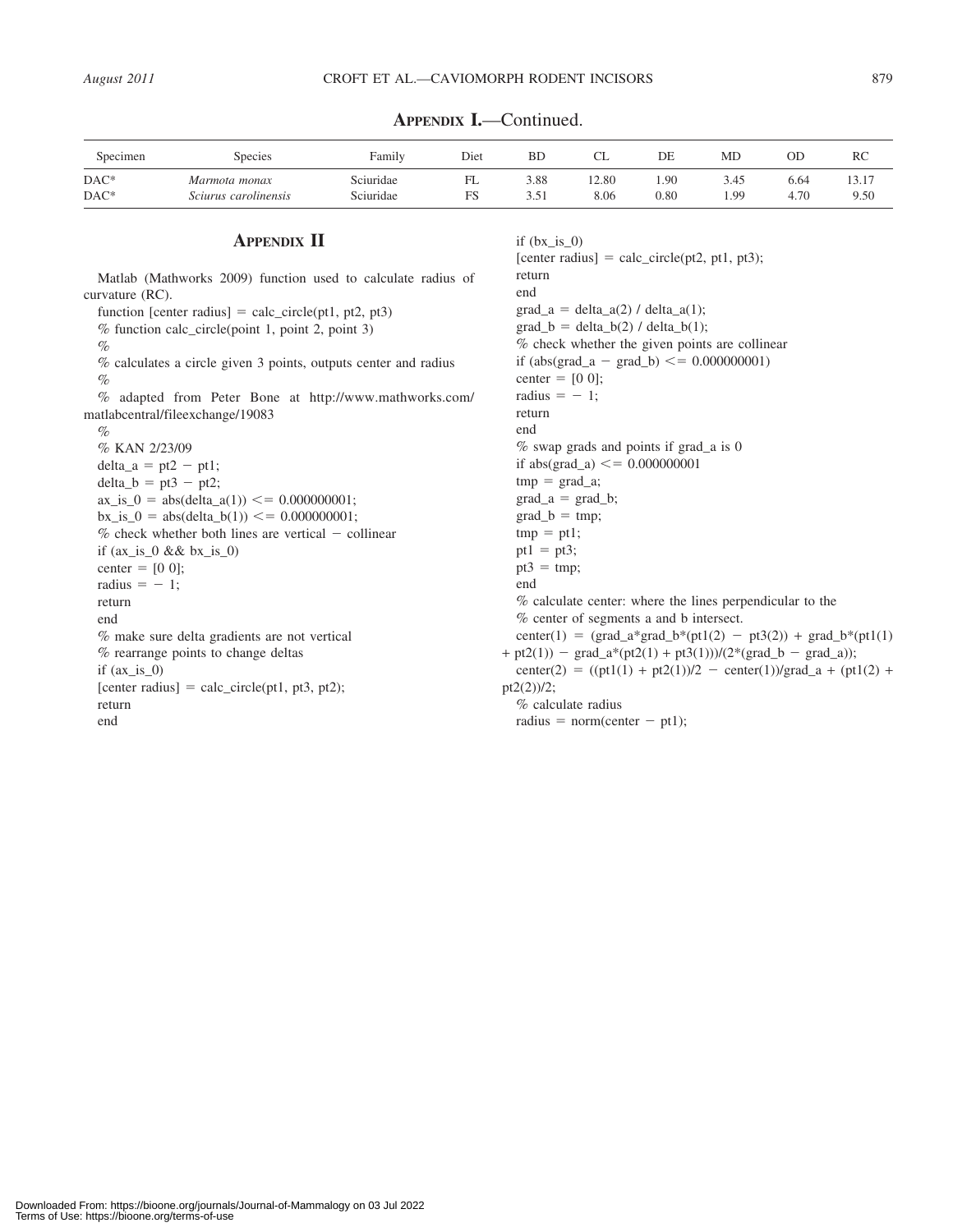**Appendix I.**—Continued.

| Specimen | Species | Family | Diet | BD | CL | DE | MD | OD | RC |
|---|---|---|---|---|---|---|---|---|---|
| DAC* | *Marmota monax* | Sciuridae | FL | 3.88 | 12.80 | 1.90 | 3.45 | 6.64 | 13.17 |
| DAC* | *Sciurus carolinensis* | Sciuridae | FS | 3.51 | 8.06 | 0.80 | 1.99 | 4.70 | 9.50 |

## Appendix II

Matlab (Mathworks 2009) function used to calculate radius of curvature (RC).

```
function [center radius] = calc_circle(pt1, pt2, pt3)
% function calc_circle(point 1, point 2, point 3)
%
% calculates a circle given 3 points, outputs center and radius
%
% adapted from Peter Bone at http://www.mathworks.com/matlabcentral/fileexchange/19083
%
% KAN 2/23/09
delta_a = pt2 − pt1;
delta_b = pt3 − pt2;
ax_is_0 = abs(delta_a(1)) <= 0.000000001;
bx_is_0 = abs(delta_b(1)) <= 0.000000001;
% check whether both lines are vertical − collinear
if (ax_is_0 && bx_is_0)
center = [0 0];
radius = − 1;
return
end
% make sure delta gradients are not vertical
% rearrange points to change deltas
if (ax_is_0)
[center radius] = calc_circle(pt1, pt3, pt2);
return
end
if (bx_is_0)
[center radius] = calc_circle(pt2, pt1, pt3);
return
end
grad_a = delta_a(2) / delta_a(1);
grad_b = delta_b(2) / delta_b(1);
% check whether the given points are collinear
if (abs(grad_a − grad_b) <= 0.000000001)
center = [0 0];
radius = − 1;
return
end
% swap grads and points if grad_a is 0
if abs(grad_a) <= 0.000000001
tmp = grad_a;
grad_a = grad_b;
grad_b = tmp;
tmp = pt1;
pt1 = pt3;
pt3 = tmp;
end
% calculate center: where the lines perpendicular to the
% center of segments a and b intersect.
center(1) = (grad_a*grad_b*(pt1(2) − pt3(2)) + grad_b*(pt1(1) + pt2(1)) − grad_a*(pt2(1) + pt3(1)))/(2*(grad_b − grad_a));
center(2) = ((pt1(1) + pt2(1))/2 − center(1))/grad_a + (pt1(2) + pt2(2))/2;
% calculate radius
radius = norm(center − pt1);
```